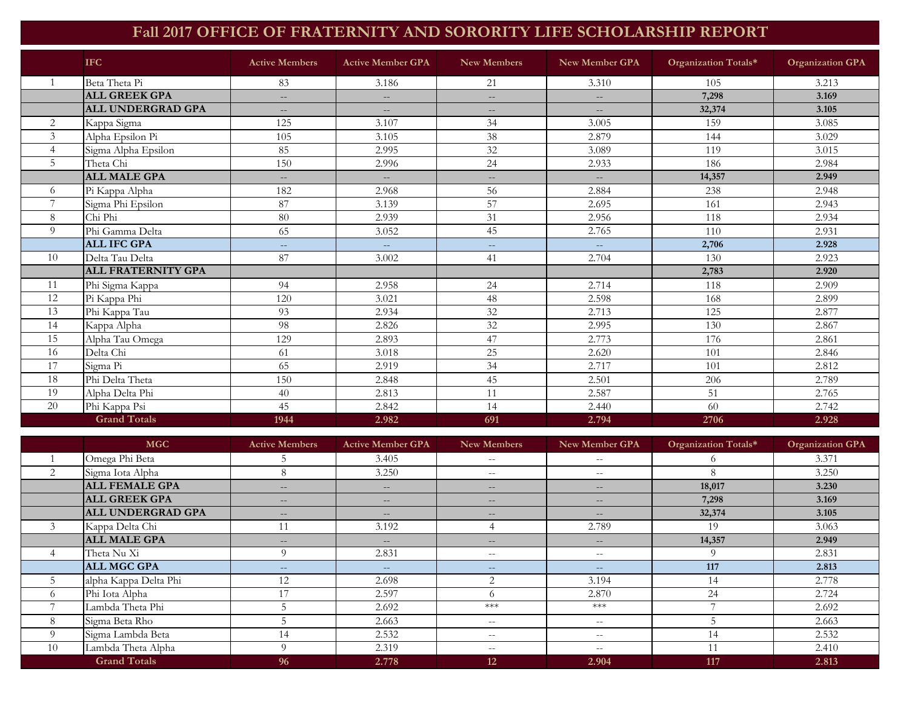# Fall 2017 OFFICE OF FRATERNITY AND SORORITY LIFE SCHOLARSHIP REPORT

| | IFC | Active Members | Active Member GPA | New Members | New Member GPA | Organization Totals* | Organization GPA |
|---|---|---|---|---|---|---|---|
| 1 | Beta Theta Pi | 83 | 3.186 | 21 | 3.310 | 105 | 3.213 |
| | **ALL GREEK GPA** | -- | -- | -- | -- | **7,298** | **3.169** |
| | **ALL UNDERGRAD GPA** | -- | -- | -- | -- | **32,374** | **3.105** |
| 2 | Kappa Sigma | 125 | 3.107 | 34 | 3.005 | 159 | 3.085 |
| 3 | Alpha Epsilon Pi | 105 | 3.105 | 38 | 2.879 | 144 | 3.029 |
| 4 | Sigma Alpha Epsilon | 85 | 2.995 | 32 | 3.089 | 119 | 3.015 |
| 5 | Theta Chi | 150 | 2.996 | 24 | 2.933 | 186 | 2.984 |
| | **ALL MALE GPA** | -- | -- | -- | -- | **14,357** | **2.949** |
| 6 | Pi Kappa Alpha | 182 | 2.968 | 56 | 2.884 | 238 | 2.948 |
| 7 | Sigma Phi Epsilon | 87 | 3.139 | 57 | 2.695 | 161 | 2.943 |
| 8 | Chi Phi | 80 | 2.939 | 31 | 2.956 | 118 | 2.934 |
| 9 | Phi Gamma Delta | 65 | 3.052 | 45 | 2.765 | 110 | 2.931 |
| | **ALL IFC GPA** | -- | -- | -- | -- | **2,706** | **2.928** |
| 10 | Delta Tau Delta | 87 | 3.002 | 41 | 2.704 | 130 | 2.923 |
| | **ALL FRATERNITY GPA** | | | | | **2,783** | **2.920** |
| 11 | Phi Sigma Kappa | 94 | 2.958 | 24 | 2.714 | 118 | 2.909 |
| 12 | Pi Kappa Phi | 120 | 3.021 | 48 | 2.598 | 168 | 2.899 |
| 13 | Phi Kappa Tau | 93 | 2.934 | 32 | 2.713 | 125 | 2.877 |
| 14 | Kappa Alpha | 98 | 2.826 | 32 | 2.995 | 130 | 2.867 |
| 15 | Alpha Tau Omega | 129 | 2.893 | 47 | 2.773 | 176 | 2.861 |
| 16 | Delta Chi | 61 | 3.018 | 25 | 2.620 | 101 | 2.846 |
| 17 | Sigma Pi | 65 | 2.919 | 34 | 2.717 | 101 | 2.812 |
| 18 | Phi Delta Theta | 150 | 2.848 | 45 | 2.501 | 206 | 2.789 |
| 19 | Alpha Delta Phi | 40 | 2.813 | 11 | 2.587 | 51 | 2.765 |
| 20 | Phi Kappa Psi | 45 | 2.842 | 14 | 2.440 | 60 | 2.742 |
| | **Grand Totals** | **1944** | **2.982** | **691** | **2.794** | **2706** | **2.928** |

| | MGC | Active Members | Active Member GPA | New Members | New Member GPA | Organization Totals* | Organization GPA |
|---|---|---|---|---|---|---|---|
| 1 | Omega Phi Beta | 5 | 3.405 | -- | -- | 6 | 3.371 |
| 2 | Sigma Iota Alpha | 8 | 3.250 | -- | -- | 8 | 3.250 |
| | **ALL FEMALE GPA** | -- | -- | -- | -- | **18,017** | **3.230** |
| | **ALL GREEK GPA** | -- | -- | -- | -- | **7,298** | **3.169** |
| | **ALL UNDERGRAD GPA** | -- | -- | -- | -- | **32,374** | **3.105** |
| 3 | Kappa Delta Chi | 11 | 3.192 | 4 | 2.789 | 19 | 3.063 |
| | **ALL MALE GPA** | -- | -- | -- | -- | **14,357** | **2.949** |
| 4 | Theta Nu Xi | 9 | 2.831 | -- | -- | 9 | 2.831 |
| | **ALL MGC GPA** | -- | -- | -- | -- | **117** | **2.813** |
| 5 | alpha Kappa Delta Phi | 12 | 2.698 | 2 | 3.194 | 14 | 2.778 |
| 6 | Phi Iota Alpha | 17 | 2.597 | 6 | 2.870 | 24 | 2.724 |
| 7 | Lambda Theta Phi | 5 | 2.692 | *** | *** | 7 | 2.692 |
| 8 | Sigma Beta Rho | 5 | 2.663 | -- | -- | 5 | 2.663 |
| 9 | Sigma Lambda Beta | 14 | 2.532 | -- | -- | 14 | 2.532 |
| 10 | Lambda Theta Alpha | 9 | 2.319 | -- | -- | 11 | 2.410 |
| | **Grand Totals** | **96** | **2.778** | **12** | **2.904** | **117** | **2.813** |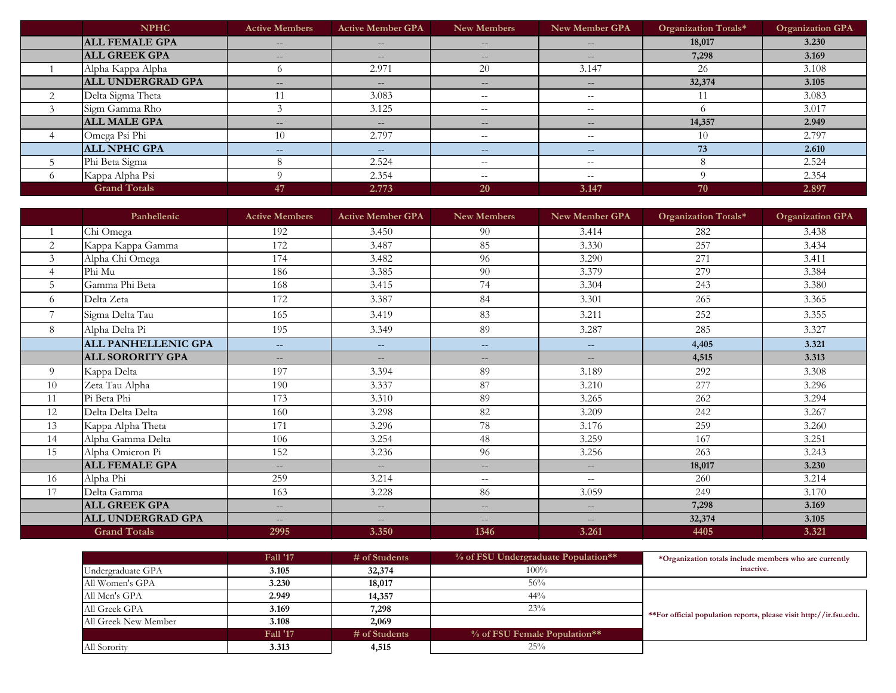| | NPHC | Active Members | Active Member GPA | New Members | New Member GPA | Organization Totals* | Organization GPA |
|---|---|---|---|---|---|---|---|
| | **ALL FEMALE GPA** | -- | -- | -- | -- | **18,017** | **3.230** |
| | **ALL GREEK GPA** | -- | -- | -- | -- | **7,298** | **3.169** |
| 1 | Alpha Kappa Alpha | 6 | 2.971 | 20 | 3.147 | 26 | 3.108 |
| | **ALL UNDERGRAD GPA** | -- | -- | -- | -- | **32,374** | **3.105** |
| 2 | Delta Sigma Theta | 11 | 3.083 | -- | -- | 11 | 3.083 |
| 3 | Sigm Gamma Rho | 3 | 3.125 | -- | -- | 6 | 3.017 |
| | **ALL MALE GPA** | -- | -- | -- | -- | **14,357** | **2.949** |
| 4 | Omega Psi Phi | 10 | 2.797 | -- | -- | 10 | 2.797 |
| | **ALL NPHC GPA** | -- | -- | -- | -- | **73** | **2.610** |
| 5 | Phi Beta Sigma | 8 | 2.524 | -- | -- | 8 | 2.524 |
| 6 | Kappa Alpha Psi | 9 | 2.354 | -- | -- | 9 | 2.354 |
| | **Grand Totals** | **47** | **2.773** | **20** | **3.147** | **70** | **2.897** |

| | Panhellenic | Active Members | Active Member GPA | New Members | New Member GPA | Organization Totals* | Organization GPA |
|---|---|---|---|---|---|---|---|
| 1 | Chi Omega | 192 | 3.450 | 90 | 3.414 | 282 | 3.438 |
| 2 | Kappa Kappa Gamma | 172 | 3.487 | 85 | 3.330 | 257 | 3.434 |
| 3 | Alpha Chi Omega | 174 | 3.482 | 96 | 3.290 | 271 | 3.411 |
| 4 | Phi Mu | 186 | 3.385 | 90 | 3.379 | 279 | 3.384 |
| 5 | Gamma Phi Beta | 168 | 3.415 | 74 | 3.304 | 243 | 3.380 |
| 6 | Delta Zeta | 172 | 3.387 | 84 | 3.301 | 265 | 3.365 |
| 7 | Sigma Delta Tau | 165 | 3.419 | 83 | 3.211 | 252 | 3.355 |
| 8 | Alpha Delta Pi | 195 | 3.349 | 89 | 3.287 | 285 | 3.327 |
| | **ALL PANHELLENIC GPA** | -- | -- | -- | -- | **4,405** | **3.321** |
| | **ALL SORORITY GPA** | -- | -- | -- | -- | **4,515** | **3.313** |
| 9 | Kappa Delta | 197 | 3.394 | 89 | 3.189 | 292 | 3.308 |
| 10 | Zeta Tau Alpha | 190 | 3.337 | 87 | 3.210 | 277 | 3.296 |
| 11 | Pi Beta Phi | 173 | 3.310 | 89 | 3.265 | 262 | 3.294 |
| 12 | Delta Delta Delta | 160 | 3.298 | 82 | 3.209 | 242 | 3.267 |
| 13 | Kappa Alpha Theta | 171 | 3.296 | 78 | 3.176 | 259 | 3.260 |
| 14 | Alpha Gamma Delta | 106 | 3.254 | 48 | 3.259 | 167 | 3.251 |
| 15 | Alpha Omicron Pi | 152 | 3.236 | 96 | 3.256 | 263 | 3.243 |
| | **ALL FEMALE GPA** | -- | -- | -- | -- | **18,017** | **3.230** |
| 16 | Alpha Phi | 259 | 3.214 | -- | -- | 260 | 3.214 |
| 17 | Delta Gamma | 163 | 3.228 | 86 | 3.059 | 249 | 3.170 |
| | **ALL GREEK GPA** | -- | -- | -- | -- | **7,298** | **3.169** |
| | **ALL UNDERGRAD GPA** | -- | -- | -- | -- | **32,374** | **3.105** |
| | **Grand Totals** | **2995** | **3.350** | **1346** | **3.261** | **4405** | **3.321** |

| | Fall '17 | # of Students | % of FSU Undergraduate Population** |
|---|---|---|---|
| Undergraduate GPA | **3.105** | **32,374** | 100% |
| All Women's GPA | **3.230** | **18,017** | 56% |
| All Men's GPA | **2.949** | **14,357** | 44% |
| All Greek GPA | **3.169** | **7,298** | 23% |
| All Greek New Member | **3.108** | **2,069** | |
| | **Fall '17** | **# of Students** | **% of FSU Female Population**** |
| All Sorority | **3.313** | **4,515** | 25% |

***Organization totals include members who are currently inactive.**

****For official population reports, please visit http://ir.fsu.edu.**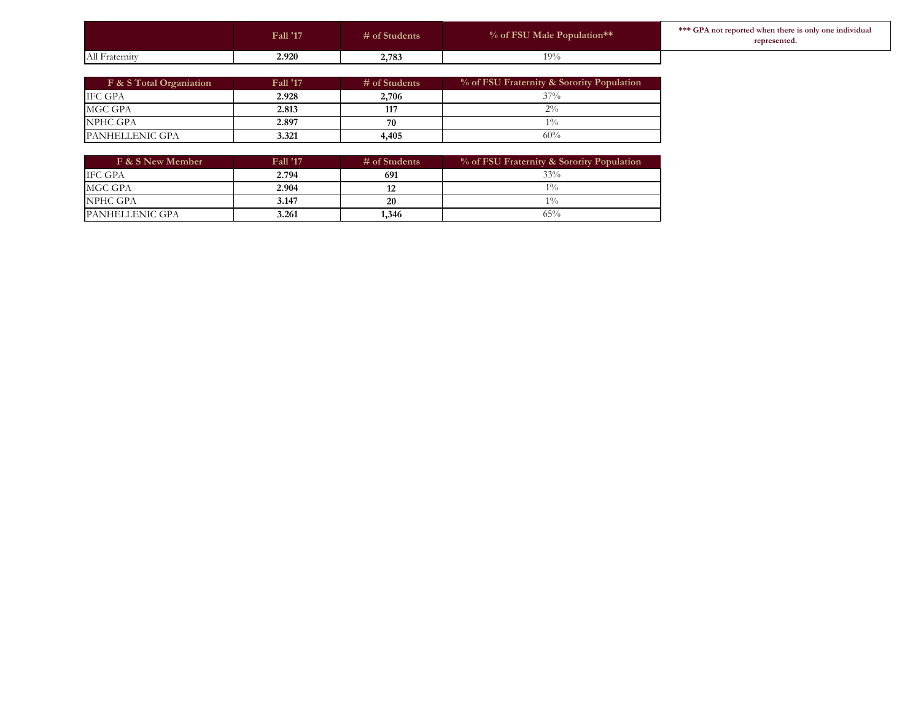| | Fall '17 | # of Students | % of FSU Male Population** |
|---|---|---|---|
| All Fraternity | **2.920** | **2,783** | 19% |

*** GPA not reported when there is only one individual represented.

| F & S Total Organiation | Fall '17 | # of Students | % of FSU Fraternity & Sorority Population |
|---|---|---|---|
| IFC GPA | **2.928** | **2,706** | 37% |
| MGC GPA | **2.813** | **117** | 2% |
| NPHC GPA | **2.897** | **70** | 1% |
| PANHELLENIC GPA | **3.321** | **4,405** | 60% |

| F & S New Member | Fall '17 | # of Students | % of FSU Fraternity & Sorority Population |
|---|---|---|---|
| IFC GPA | **2.794** | **691** | 33% |
| MGC GPA | **2.904** | **12** | 1% |
| NPHC GPA | **3.147** | **20** | 1% |
| PANHELLENIC GPA | **3.261** | **1,346** | 65% |